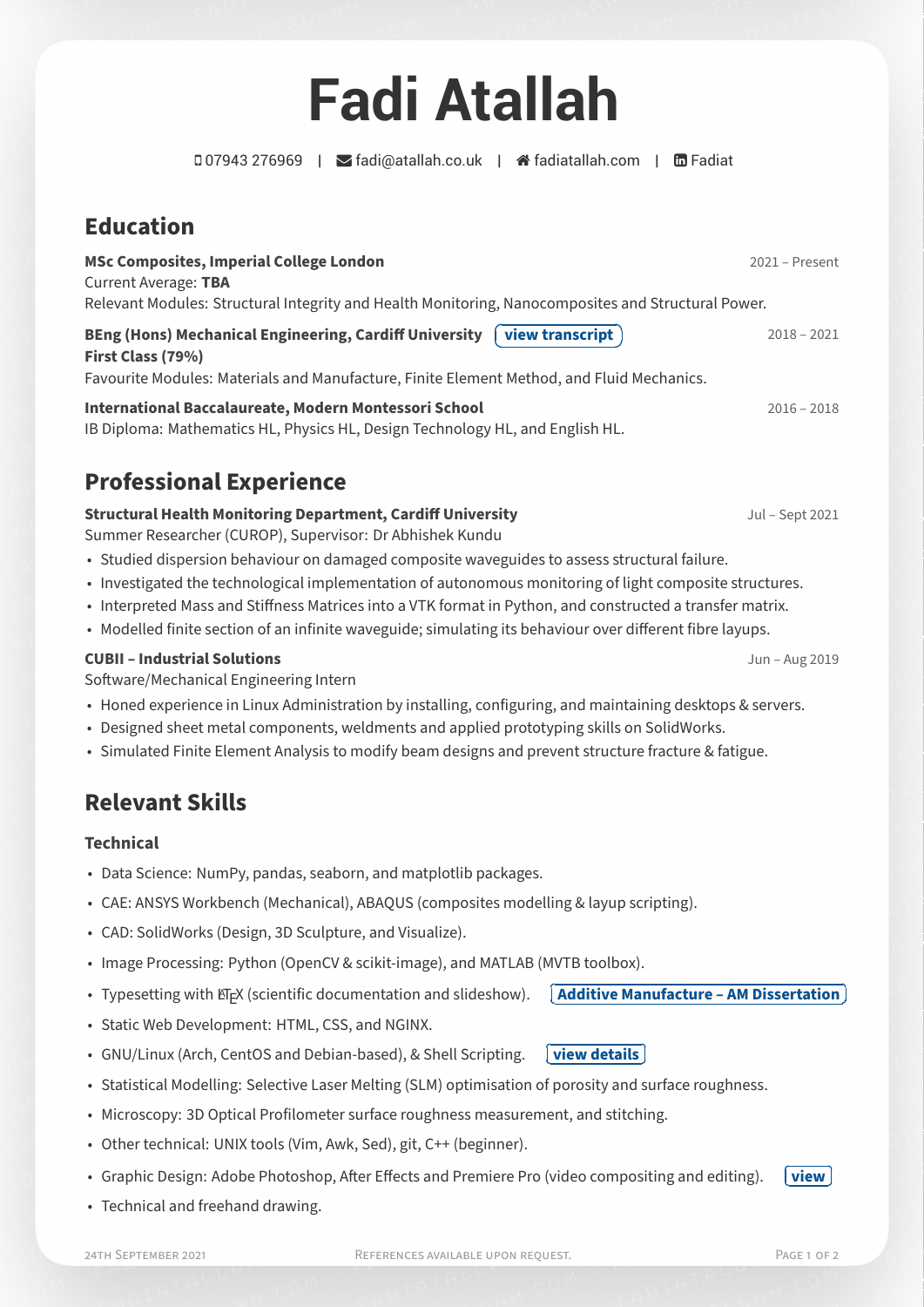# Fadi Atallah

07943 276969 | fadi@atallah.co.uk | fadiatallah.com | Fadiat

## Education

**MSc Composites, Imperial College London** 2021 – Present
Current Average: **TBA**
Relevant Modules: Structural Integrity and Health Monitoring, Nanocomposites and Structural Power.

**BEng (Hons) Mechanical Engineering, Cardiff University** view transcript 2018 – 2021
**First Class (79%)**
Favourite Modules: Materials and Manufacture, Finite Element Method, and Fluid Mechanics.

**International Baccalaureate, Modern Montessori School** 2016 – 2018
IB Diploma: Mathematics HL, Physics HL, Design Technology HL, and English HL.

## Professional Experience

**Structural Health Monitoring Department, Cardiff University** Jul – Sept 2021
Summer Researcher (CUROP), Supervisor: Dr Abhishek Kundu

- Studied dispersion behaviour on damaged composite waveguides to assess structural failure.
- Investigated the technological implementation of autonomous monitoring of light composite structures.
- Interpreted Mass and Stiffness Matrices into a VTK format in Python, and constructed a transfer matrix.
- Modelled finite section of an infinite waveguide; simulating its behaviour over different fibre layups.

**CUBII – Industrial Solutions** Jun – Aug 2019
Software/Mechanical Engineering Intern

- Honed experience in Linux Administration by installing, configuring, and maintaining desktops & servers.
- Designed sheet metal components, weldments and applied prototyping skills on SolidWorks.
- Simulated Finite Element Analysis to modify beam designs and prevent structure fracture & fatigue.

## Relevant Skills

### Technical

- Data Science: NumPy, pandas, seaborn, and matplotlib packages.
- CAE: ANSYS Workbench (Mechanical), ABAQUS (composites modelling & layup scripting).
- CAD: SolidWorks (Design, 3D Sculpture, and Visualize).
- Image Processing: Python (OpenCV & scikit-image), and MATLAB (MVTB toolbox).
- Typesetting with LaTeX (scientific documentation and slideshow). Additive Manufacture – AM Dissertation
- Static Web Development: HTML, CSS, and NGINX.
- GNU/Linux (Arch, CentOS and Debian-based), & Shell Scripting. view details
- Statistical Modelling: Selective Laser Melting (SLM) optimisation of porosity and surface roughness.
- Microscopy: 3D Optical Profilometer surface roughness measurement, and stitching.
- Other technical: UNIX tools (Vim, Awk, Sed), git, C++ (beginner).
- Graphic Design: Adobe Photoshop, After Effects and Premiere Pro (video compositing and editing). view
- Technical and freehand drawing.

24th September 2021 References available upon request.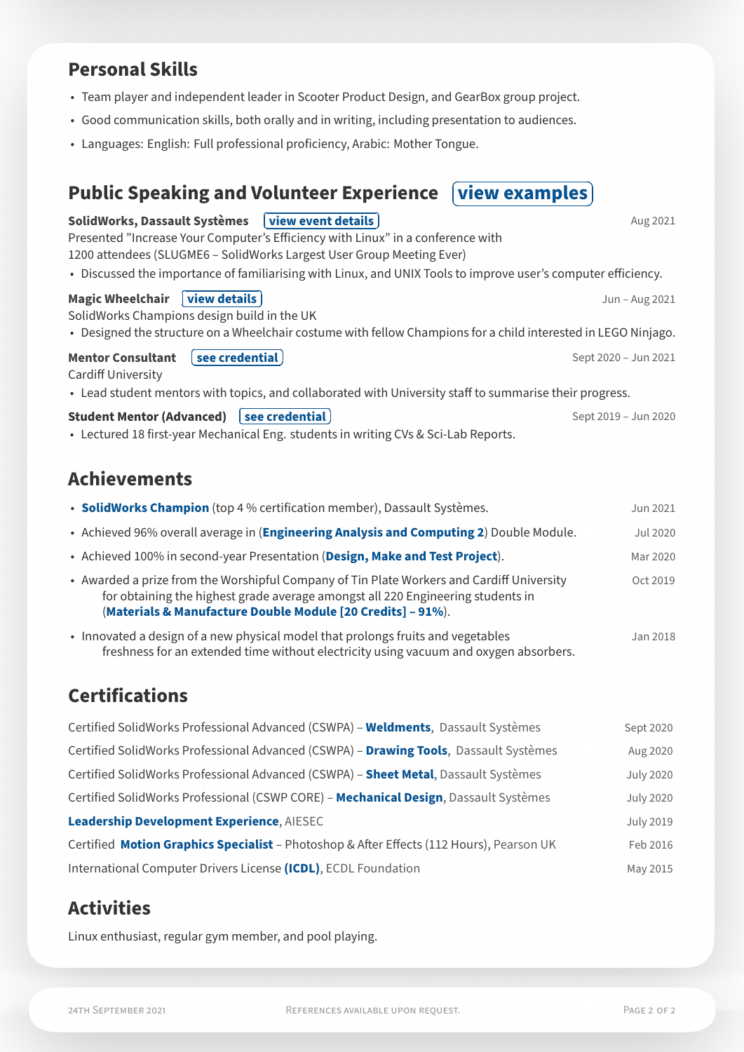## Personal Skills

- Team player and independent leader in Scooter Product Design, and GearBox group project.
- Good communication skills, both orally and in writing, including presentation to audiences.
- Languages: English: Full professional proficiency, Arabic: Mother Tongue.

## Public Speaking and Volunteer Experience view examples

**SolidWorks, Dassault Systèmes** view event details — Aug 2021

Presented "Increase Your Computer's Efficiency with Linux" in a conference with 1200 attendees (SLUGME6 – SolidWorks Largest User Group Meeting Ever)

- Discussed the importance of familiarising with Linux, and UNIX Tools to improve user's computer efficiency.

**Magic Wheelchair** view details — Jun – Aug 2021

SolidWorks Champions design build in the UK

- Designed the structure on a Wheelchair costume with fellow Champions for a child interested in LEGO Ninjago.

**Mentor Consultant** see credential — Sept 2020 – Jun 2021

Cardiff University

- Lead student mentors with topics, and collaborated with University staff to summarise their progress.

**Student Mentor (Advanced)** see credential — Sept 2019 – Jun 2020

- Lectured 18 first-year Mechanical Eng. students in writing CVs & Sci-Lab Reports.

## Achievements

- **SolidWorks Champion** (top 4 % certification member), Dassault Systèmes. — Jun 2021
- Achieved 96% overall average in (**Engineering Analysis and Computing 2**) Double Module. — Jul 2020
- Achieved 100% in second-year Presentation (**Design, Make and Test Project**). — Mar 2020
- Awarded a prize from the Worshipful Company of Tin Plate Workers and Cardiff University for obtaining the highest grade average amongst all 220 Engineering students in (**Materials & Manufacture Double Module [20 Credits] – 91%**). — Oct 2019
- Innovated a design of a new physical model that prolongs fruits and vegetables freshness for an extended time without electricity using vacuum and oxygen absorbers. — Jan 2018

## Certifications

| | |
|---|---|
| Certified SolidWorks Professional Advanced (CSWPA) – **Weldments**, Dassault Systèmes | Sept 2020 |
| Certified SolidWorks Professional Advanced (CSWPA) – **Drawing Tools**, Dassault Systèmes | Aug 2020 |
| Certified SolidWorks Professional Advanced (CSWPA) – **Sheet Metal**, Dassault Systèmes | July 2020 |
| Certified SolidWorks Professional (CSWP CORE) – **Mechanical Design**, Dassault Systèmes | July 2020 |
| **Leadership Development Experience**, AIESEC | July 2019 |
| Certified **Motion Graphics Specialist** – Photoshop & After Effects (112 Hours), Pearson UK | Feb 2016 |
| International Computer Drivers License **(ICDL)**, ECDL Foundation | May 2015 |

## Activities

Linux enthusiast, regular gym member, and pool playing.

24th September 2021 — References available upon request.